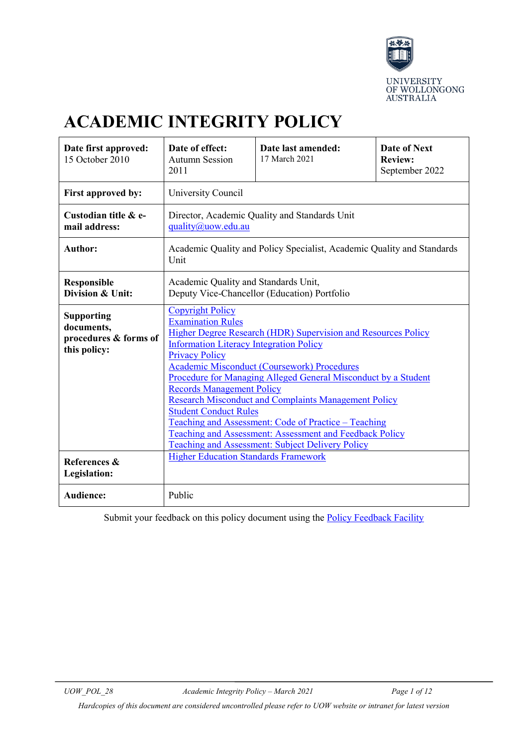UNIVERSITY OF WOLLONGONG AUSTRALIA

# ACADEMIC INTEGRITY POLICY

| **Date first approved:** 15 October 2010 | **Date of effect:** Autumn Session 2011 | **Date last amended:** 17 March 2021 | **Date of Next Review:** September 2022 |
|---|---|---|---|
| **First approved by:** | University Council | | |
| **Custodian title & e-mail address:** | Director, Academic Quality and Standards Unit quality@uow.edu.au | | |
| **Author:** | Academic Quality and Policy Specialist, Academic Quality and Standards Unit | | |
| **Responsible Division & Unit:** | Academic Quality and Standards Unit, Deputy Vice-Chancellor (Education) Portfolio | | |
| **Supporting documents, procedures & forms of this policy:** | Copyright Policy<br>Examination Rules<br>Higher Degree Research (HDR) Supervision and Resources Policy<br>Information Literacy Integration Policy<br>Privacy Policy<br>Academic Misconduct (Coursework) Procedures<br>Procedure for Managing Alleged General Misconduct by a Student<br>Records Management Policy<br>Research Misconduct and Complaints Management Policy<br>Student Conduct Rules<br>Teaching and Assessment: Code of Practice – Teaching<br>Teaching and Assessment: Assessment and Feedback Policy<br>Teaching and Assessment: Subject Delivery Policy | | |
| **References & Legislation:** | Higher Education Standards Framework | | |
| **Audience:** | Public | | |

Submit your feedback on this policy document using the Policy Feedback Facility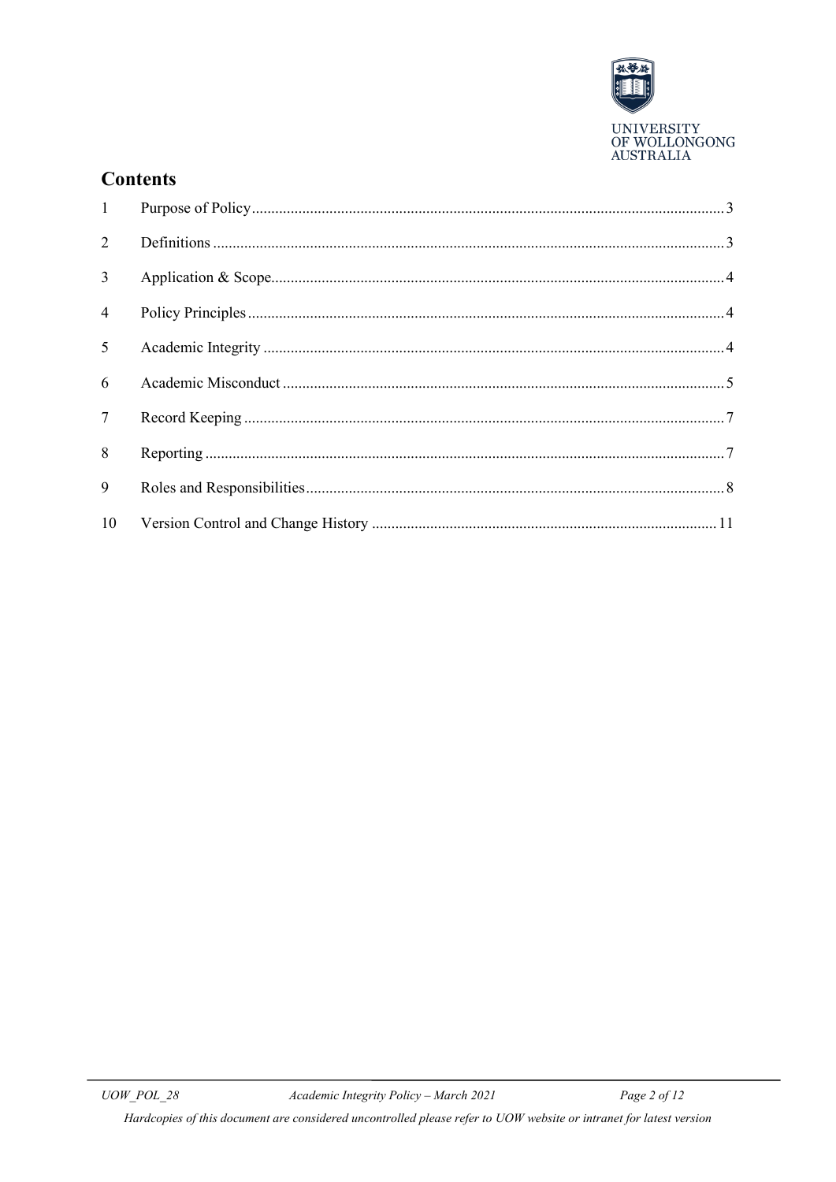## Contents

| | | |
|---|---|---|
| 1 | Purpose of Policy | 3 |
| 2 | Definitions | 3 |
| 3 | Application & Scope | 4 |
| 4 | Policy Principles | 4 |
| 5 | Academic Integrity | 4 |
| 6 | Academic Misconduct | 5 |
| 7 | Record Keeping | 7 |
| 8 | Reporting | 7 |
| 9 | Roles and Responsibilities | 8 |
| 10 | Version Control and Change History | 11 |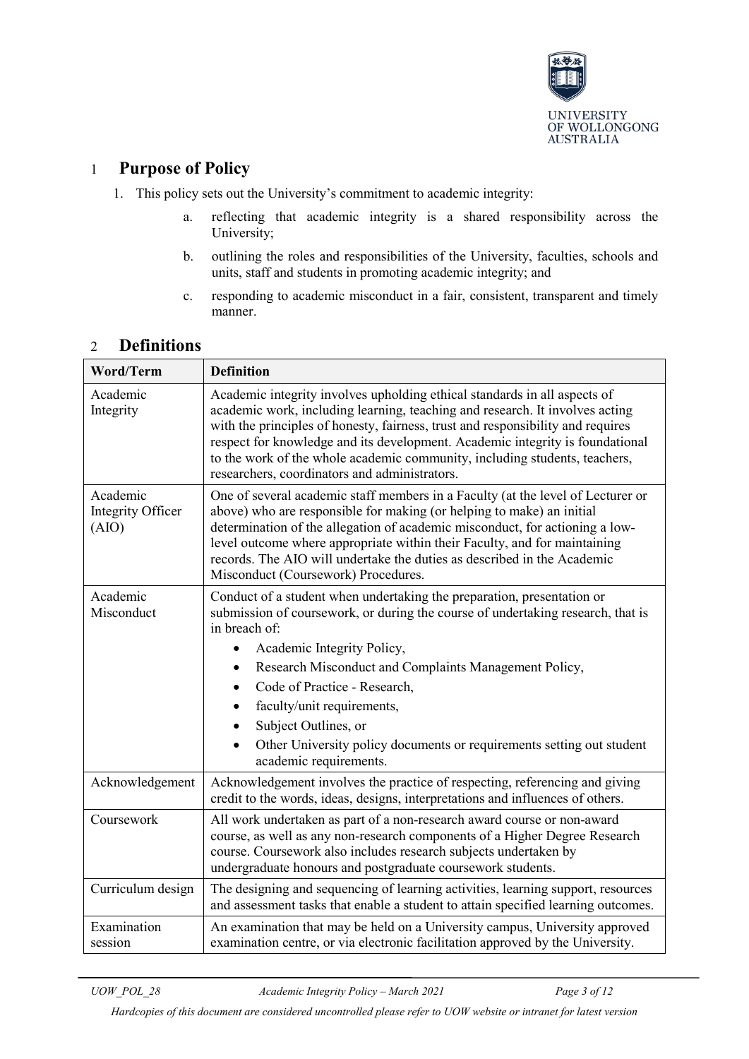## 1 Purpose of Policy

1. This policy sets out the University's commitment to academic integrity:

   a. reflecting that academic integrity is a shared responsibility across the University;

   b. outlining the roles and responsibilities of the University, faculties, schools and units, staff and students in promoting academic integrity; and

   c. responding to academic misconduct in a fair, consistent, transparent and timely manner.

## 2 Definitions

| Word/Term | Definition |
|---|---|
| Academic Integrity | Academic integrity involves upholding ethical standards in all aspects of academic work, including learning, teaching and research. It involves acting with the principles of honesty, fairness, trust and responsibility and requires respect for knowledge and its development. Academic integrity is foundational to the work of the whole academic community, including students, teachers, researchers, coordinators and administrators. |
| Academic Integrity Officer (AIO) | One of several academic staff members in a Faculty (at the level of Lecturer or above) who are responsible for making (or helping to make) an initial determination of the allegation of academic misconduct, for actioning a low-level outcome where appropriate within their Faculty, and for maintaining records. The AIO will undertake the duties as described in the Academic Misconduct (Coursework) Procedures. |
| Academic Misconduct | Conduct of a student when undertaking the preparation, presentation or submission of coursework, or during the course of undertaking research, that is in breach of: <br>• Academic Integrity Policy, <br>• Research Misconduct and Complaints Management Policy, <br>• Code of Practice - Research, <br>• faculty/unit requirements, <br>• Subject Outlines, or <br>• Other University policy documents or requirements setting out student academic requirements. |
| Acknowledgement | Acknowledgement involves the practice of respecting, referencing and giving credit to the words, ideas, designs, interpretations and influences of others. |
| Coursework | All work undertaken as part of a non-research award course or non-award course, as well as any non-research components of a Higher Degree Research course. Coursework also includes research subjects undertaken by undergraduate honours and postgraduate coursework students. |
| Curriculum design | The designing and sequencing of learning activities, learning support, resources and assessment tasks that enable a student to attain specified learning outcomes. |
| Examination session | An examination that may be held on a University campus, University approved examination centre, or via electronic facilitation approved by the University. |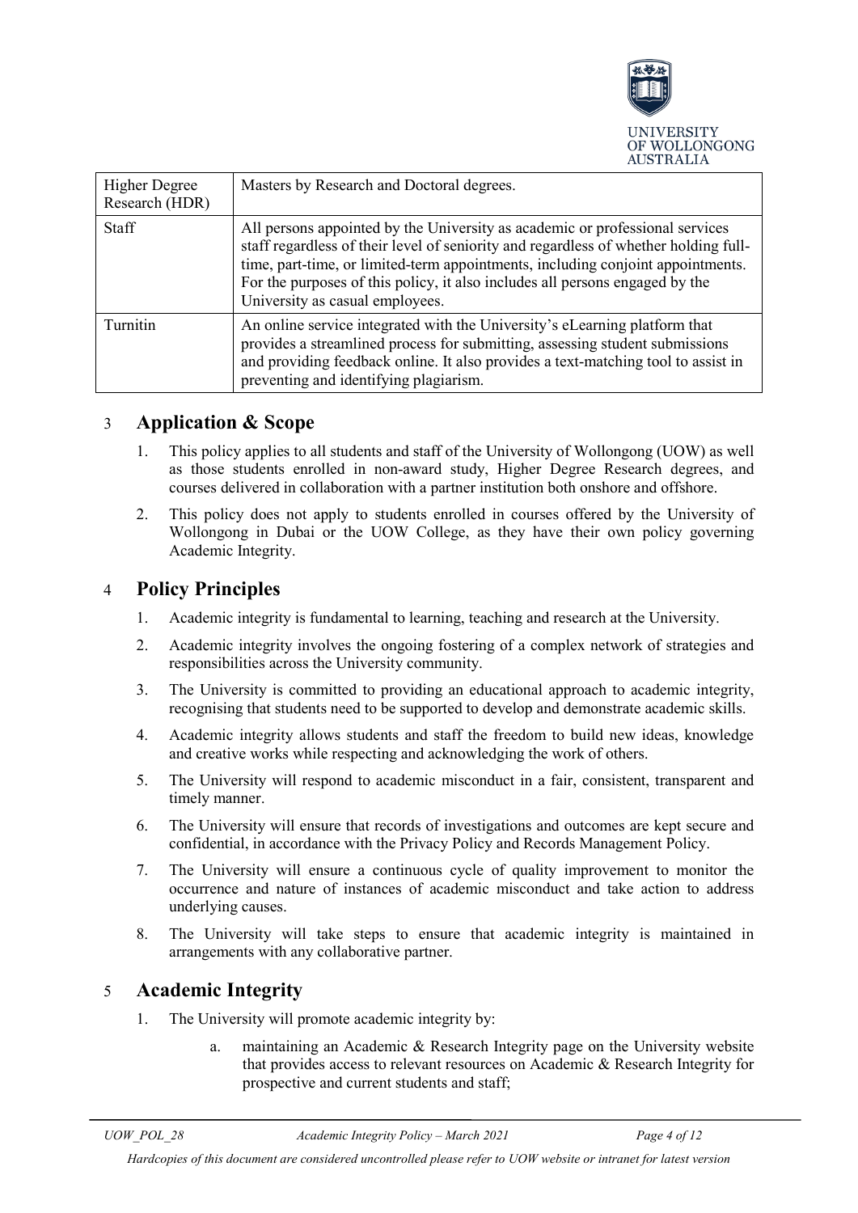| Higher Degree Research (HDR) | Masters by Research and Doctoral degrees. |
|---|---|
| Staff | All persons appointed by the University as academic or professional services staff regardless of their level of seniority and regardless of whether holding full-time, part-time, or limited-term appointments, including conjoint appointments. For the purposes of this policy, it also includes all persons engaged by the University as casual employees. |
| Turnitin | An online service integrated with the University's eLearning platform that provides a streamlined process for submitting, assessing student submissions and providing feedback online. It also provides a text-matching tool to assist in preventing and identifying plagiarism. |

## 3 Application & Scope

1. This policy applies to all students and staff of the University of Wollongong (UOW) as well as those students enrolled in non-award study, Higher Degree Research degrees, and courses delivered in collaboration with a partner institution both onshore and offshore.
2. This policy does not apply to students enrolled in courses offered by the University of Wollongong in Dubai or the UOW College, as they have their own policy governing Academic Integrity.

## 4 Policy Principles

1. Academic integrity is fundamental to learning, teaching and research at the University.
2. Academic integrity involves the ongoing fostering of a complex network of strategies and responsibilities across the University community.
3. The University is committed to providing an educational approach to academic integrity, recognising that students need to be supported to develop and demonstrate academic skills.
4. Academic integrity allows students and staff the freedom to build new ideas, knowledge and creative works while respecting and acknowledging the work of others.
5. The University will respond to academic misconduct in a fair, consistent, transparent and timely manner.
6. The University will ensure that records of investigations and outcomes are kept secure and confidential, in accordance with the Privacy Policy and Records Management Policy.
7. The University will ensure a continuous cycle of quality improvement to monitor the occurrence and nature of instances of academic misconduct and take action to address underlying causes.
8. The University will take steps to ensure that academic integrity is maintained in arrangements with any collaborative partner.

## 5 Academic Integrity

1. The University will promote academic integrity by:
    a. maintaining an Academic & Research Integrity page on the University website that provides access to relevant resources on Academic & Research Integrity for prospective and current students and staff;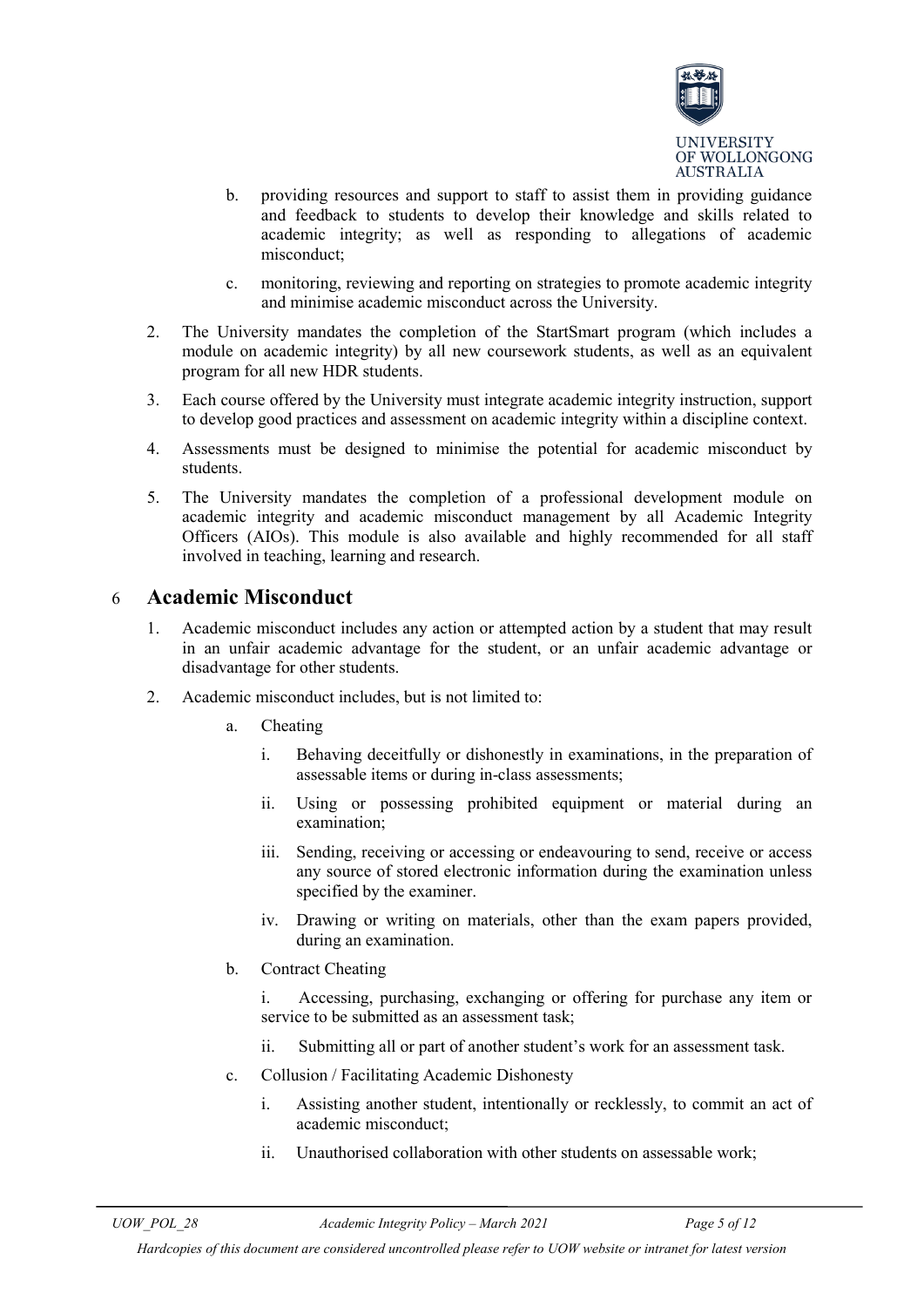b. providing resources and support to staff to assist them in providing guidance and feedback to students to develop their knowledge and skills related to academic integrity; as well as responding to allegations of academic misconduct;

c. monitoring, reviewing and reporting on strategies to promote academic integrity and minimise academic misconduct across the University.

2. The University mandates the completion of the StartSmart program (which includes a module on academic integrity) by all new coursework students, as well as an equivalent program for all new HDR students.

3. Each course offered by the University must integrate academic integrity instruction, support to develop good practices and assessment on academic integrity within a discipline context.

4. Assessments must be designed to minimise the potential for academic misconduct by students.

5. The University mandates the completion of a professional development module on academic integrity and academic misconduct management by all Academic Integrity Officers (AIOs). This module is also available and highly recommended for all staff involved in teaching, learning and research.

# 6 Academic Misconduct

1. Academic misconduct includes any action or attempted action by a student that may result in an unfair academic advantage for the student, or an unfair academic advantage or disadvantage for other students.

2. Academic misconduct includes, but is not limited to:

   a. Cheating

      i. Behaving deceitfully or dishonestly in examinations, in the preparation of assessable items or during in-class assessments;

      ii. Using or possessing prohibited equipment or material during an examination;

      iii. Sending, receiving or accessing or endeavouring to send, receive or access any source of stored electronic information during the examination unless specified by the examiner.

      iv. Drawing or writing on materials, other than the exam papers provided, during an examination.

   b. Contract Cheating

      i. Accessing, purchasing, exchanging or offering for purchase any item or service to be submitted as an assessment task;

      ii. Submitting all or part of another student's work for an assessment task.

   c. Collusion / Facilitating Academic Dishonesty

      i. Assisting another student, intentionally or recklessly, to commit an act of academic misconduct;

      ii. Unauthorised collaboration with other students on assessable work;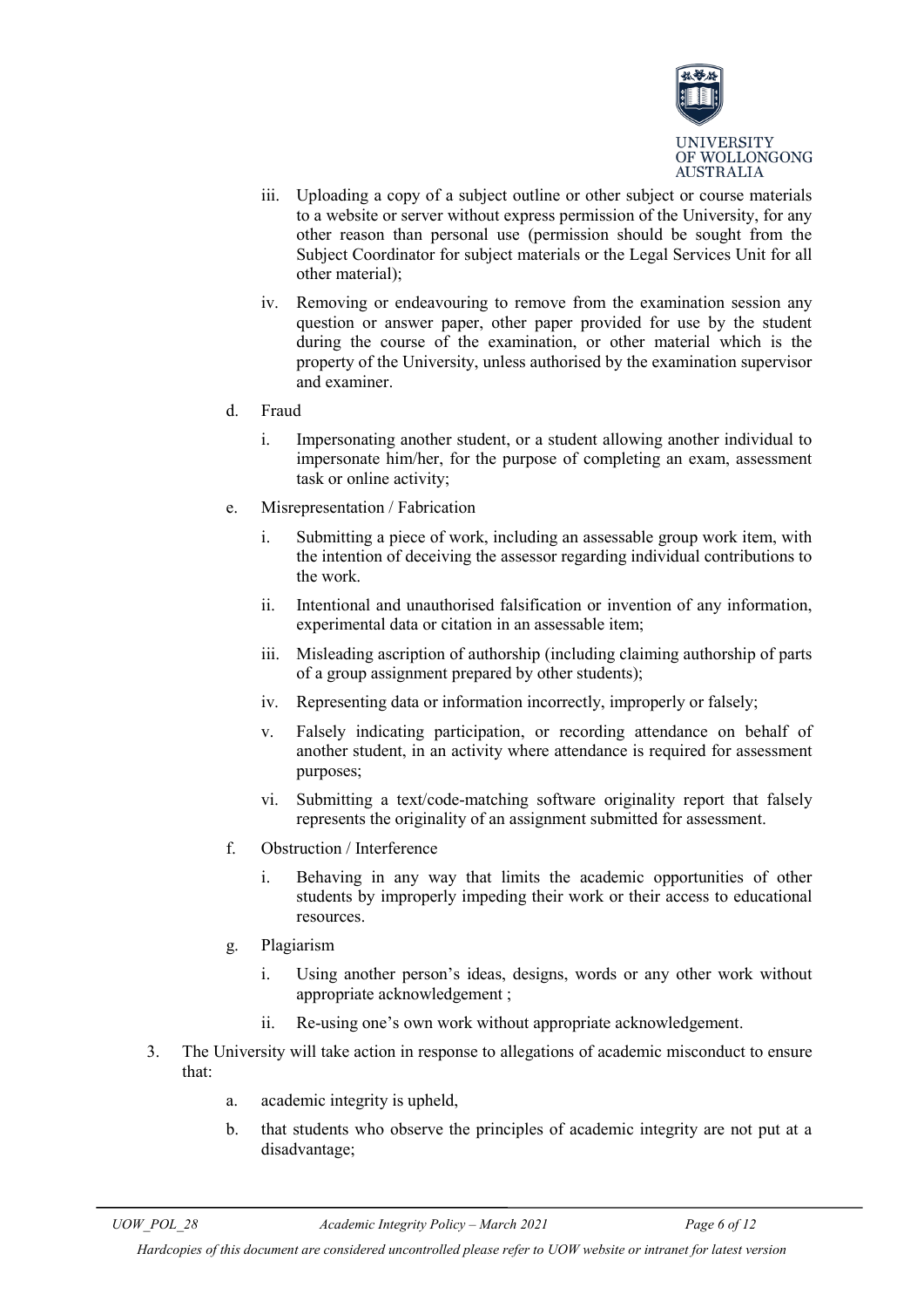iii. Uploading a copy of a subject outline or other subject or course materials to a website or server without express permission of the University, for any other reason than personal use (permission should be sought from the Subject Coordinator for subject materials or the Legal Services Unit for all other material);

   iv. Removing or endeavouring to remove from the examination session any question or answer paper, other paper provided for use by the student during the course of the examination, or other material which is the property of the University, unless authorised by the examination supervisor and examiner.

d. Fraud

   i. Impersonating another student, or a student allowing another individual to impersonate him/her, for the purpose of completing an exam, assessment task or online activity;

e. Misrepresentation / Fabrication

   i. Submitting a piece of work, including an assessable group work item, with the intention of deceiving the assessor regarding individual contributions to the work.

   ii. Intentional and unauthorised falsification or invention of any information, experimental data or citation in an assessable item;

   iii. Misleading ascription of authorship (including claiming authorship of parts of a group assignment prepared by other students);

   iv. Representing data or information incorrectly, improperly or falsely;

   v. Falsely indicating participation, or recording attendance on behalf of another student, in an activity where attendance is required for assessment purposes;

   vi. Submitting a text/code-matching software originality report that falsely represents the originality of an assignment submitted for assessment.

f. Obstruction / Interference

   i. Behaving in any way that limits the academic opportunities of other students by improperly impeding their work or their access to educational resources.

g. Plagiarism

   i. Using another person's ideas, designs, words or any other work without appropriate acknowledgement ;

   ii. Re-using one's own work without appropriate acknowledgement.

3. The University will take action in response to allegations of academic misconduct to ensure that:

   a. academic integrity is upheld,

   b. that students who observe the principles of academic integrity are not put at a disadvantage;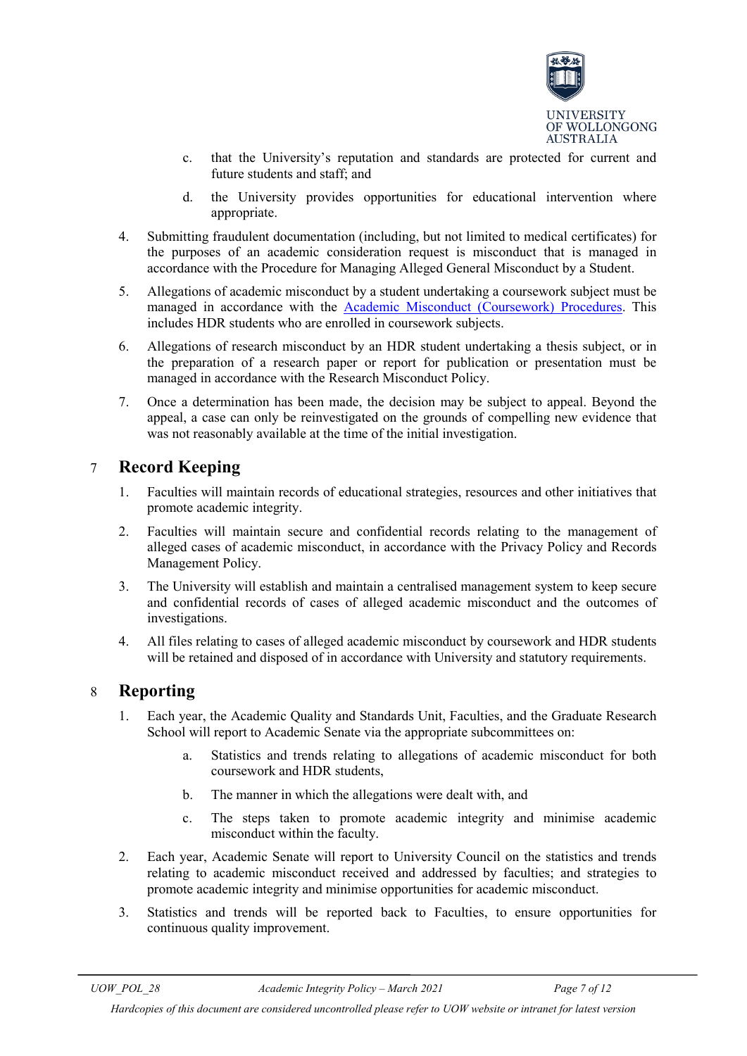c. that the University's reputation and standards are protected for current and future students and staff; and

d. the University provides opportunities for educational intervention where appropriate.

4. Submitting fraudulent documentation (including, but not limited to medical certificates) for the purposes of an academic consideration request is misconduct that is managed in accordance with the Procedure for Managing Alleged General Misconduct by a Student.

5. Allegations of academic misconduct by a student undertaking a coursework subject must be managed in accordance with the Academic Misconduct (Coursework) Procedures. This includes HDR students who are enrolled in coursework subjects.

6. Allegations of research misconduct by an HDR student undertaking a thesis subject, or in the preparation of a research paper or report for publication or presentation must be managed in accordance with the Research Misconduct Policy.

7. Once a determination has been made, the decision may be subject to appeal. Beyond the appeal, a case can only be reinvestigated on the grounds of compelling new evidence that was not reasonably available at the time of the initial investigation.

## 7 Record Keeping

1. Faculties will maintain records of educational strategies, resources and other initiatives that promote academic integrity.

2. Faculties will maintain secure and confidential records relating to the management of alleged cases of academic misconduct, in accordance with the Privacy Policy and Records Management Policy.

3. The University will establish and maintain a centralised management system to keep secure and confidential records of cases of alleged academic misconduct and the outcomes of investigations.

4. All files relating to cases of alleged academic misconduct by coursework and HDR students will be retained and disposed of in accordance with University and statutory requirements.

## 8 Reporting

1. Each year, the Academic Quality and Standards Unit, Faculties, and the Graduate Research School will report to Academic Senate via the appropriate subcommittees on:

   a. Statistics and trends relating to allegations of academic misconduct for both coursework and HDR students,

   b. The manner in which the allegations were dealt with, and

   c. The steps taken to promote academic integrity and minimise academic misconduct within the faculty.

2. Each year, Academic Senate will report to University Council on the statistics and trends relating to academic misconduct received and addressed by faculties; and strategies to promote academic integrity and minimise opportunities for academic misconduct.

3. Statistics and trends will be reported back to Faculties, to ensure opportunities for continuous quality improvement.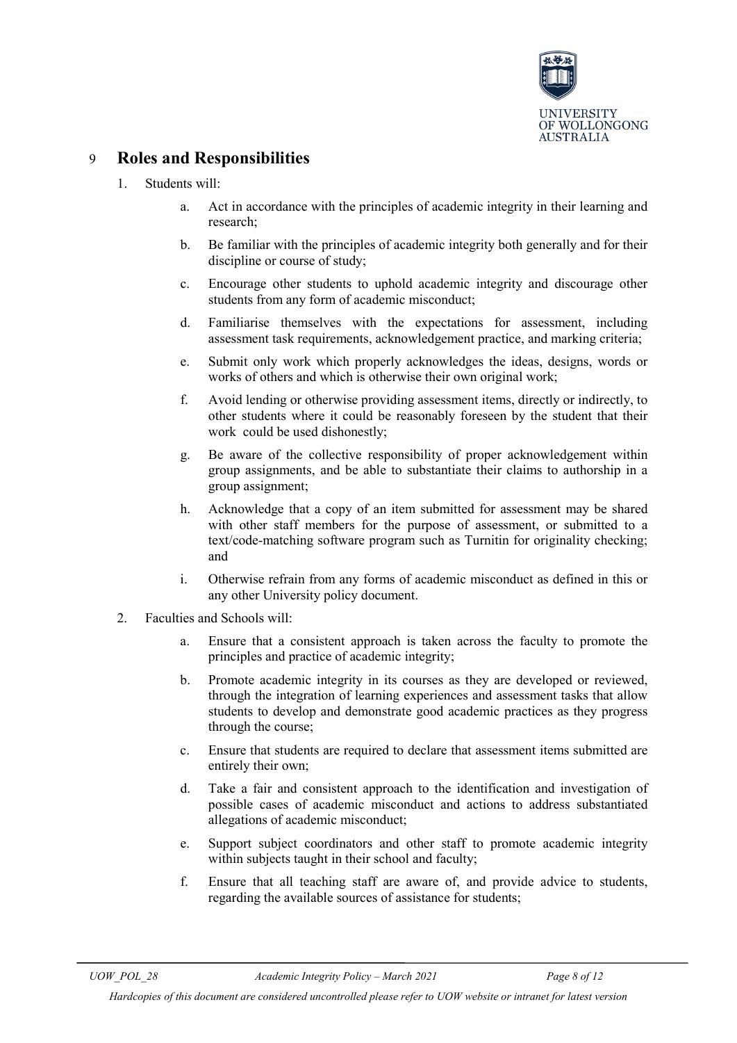## 9 Roles and Responsibilities

1. Students will:

    a. Act in accordance with the principles of academic integrity in their learning and research;

    b. Be familiar with the principles of academic integrity both generally and for their discipline or course of study;

    c. Encourage other students to uphold academic integrity and discourage other students from any form of academic misconduct;

    d. Familiarise themselves with the expectations for assessment, including assessment task requirements, acknowledgement practice, and marking criteria;

    e. Submit only work which properly acknowledges the ideas, designs, words or works of others and which is otherwise their own original work;

    f. Avoid lending or otherwise providing assessment items, directly or indirectly, to other students where it could be reasonably foreseen by the student that their work could be used dishonestly;

    g. Be aware of the collective responsibility of proper acknowledgement within group assignments, and be able to substantiate their claims to authorship in a group assignment;

    h. Acknowledge that a copy of an item submitted for assessment may be shared with other staff members for the purpose of assessment, or submitted to a text/code-matching software program such as Turnitin for originality checking; and

    i. Otherwise refrain from any forms of academic misconduct as defined in this or any other University policy document.

2. Faculties and Schools will:

    a. Ensure that a consistent approach is taken across the faculty to promote the principles and practice of academic integrity;

    b. Promote academic integrity in its courses as they are developed or reviewed, through the integration of learning experiences and assessment tasks that allow students to develop and demonstrate good academic practices as they progress through the course;

    c. Ensure that students are required to declare that assessment items submitted are entirely their own;

    d. Take a fair and consistent approach to the identification and investigation of possible cases of academic misconduct and actions to address substantiated allegations of academic misconduct;

    e. Support subject coordinators and other staff to promote academic integrity within subjects taught in their school and faculty;

    f. Ensure that all teaching staff are aware of, and provide advice to students, regarding the available sources of assistance for students;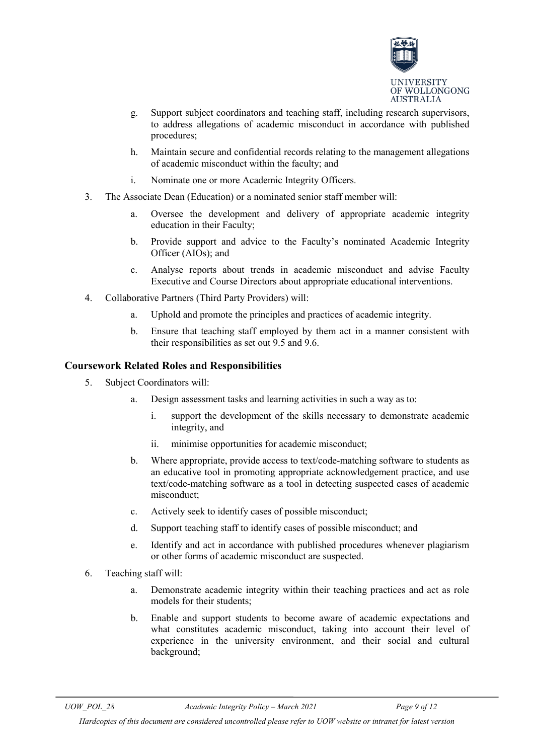g. Support subject coordinators and teaching staff, including research supervisors, to address allegations of academic misconduct in accordance with published procedures;

h. Maintain secure and confidential records relating to the management allegations of academic misconduct within the faculty; and

i. Nominate one or more Academic Integrity Officers.

3. The Associate Dean (Education) or a nominated senior staff member will:

   a. Oversee the development and delivery of appropriate academic integrity education in their Faculty;

   b. Provide support and advice to the Faculty's nominated Academic Integrity Officer (AIOs); and

   c. Analyse reports about trends in academic misconduct and advise Faculty Executive and Course Directors about appropriate educational interventions.

4. Collaborative Partners (Third Party Providers) will:

   a. Uphold and promote the principles and practices of academic integrity.

   b. Ensure that teaching staff employed by them act in a manner consistent with their responsibilities as set out 9.5 and 9.6.

### Coursework Related Roles and Responsibilities

5. Subject Coordinators will:

   a. Design assessment tasks and learning activities in such a way as to:

      i. support the development of the skills necessary to demonstrate academic integrity, and

      ii. minimise opportunities for academic misconduct;

   b. Where appropriate, provide access to text/code-matching software to students as an educative tool in promoting appropriate acknowledgement practice, and use text/code-matching software as a tool in detecting suspected cases of academic misconduct;

   c. Actively seek to identify cases of possible misconduct;

   d. Support teaching staff to identify cases of possible misconduct; and

   e. Identify and act in accordance with published procedures whenever plagiarism or other forms of academic misconduct are suspected.

6. Teaching staff will:

   a. Demonstrate academic integrity within their teaching practices and act as role models for their students;

   b. Enable and support students to become aware of academic expectations and what constitutes academic misconduct, taking into account their level of experience in the university environment, and their social and cultural background;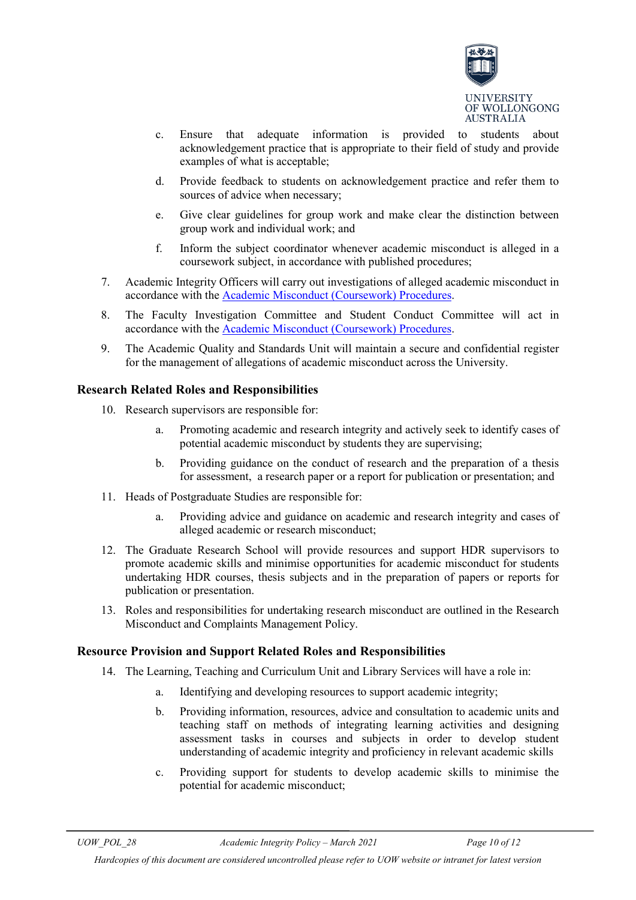c. Ensure that adequate information is provided to students about acknowledgement practice that is appropriate to their field of study and provide examples of what is acceptable;

   d. Provide feedback to students on acknowledgement practice and refer them to sources of advice when necessary;

   e. Give clear guidelines for group work and make clear the distinction between group work and individual work; and

   f. Inform the subject coordinator whenever academic misconduct is alleged in a coursework subject, in accordance with published procedures;

7. Academic Integrity Officers will carry out investigations of alleged academic misconduct in accordance with the Academic Misconduct (Coursework) Procedures.

8. The Faculty Investigation Committee and Student Conduct Committee will act in accordance with the Academic Misconduct (Coursework) Procedures.

9. The Academic Quality and Standards Unit will maintain a secure and confidential register for the management of allegations of academic misconduct across the University.

### Research Related Roles and Responsibilities

10. Research supervisors are responsible for:

    a. Promoting academic and research integrity and actively seek to identify cases of potential academic misconduct by students they are supervising;

    b. Providing guidance on the conduct of research and the preparation of a thesis for assessment, a research paper or a report for publication or presentation; and

11. Heads of Postgraduate Studies are responsible for:

    a. Providing advice and guidance on academic and research integrity and cases of alleged academic or research misconduct;

12. The Graduate Research School will provide resources and support HDR supervisors to promote academic skills and minimise opportunities for academic misconduct for students undertaking HDR courses, thesis subjects and in the preparation of papers or reports for publication or presentation.

13. Roles and responsibilities for undertaking research misconduct are outlined in the Research Misconduct and Complaints Management Policy.

### Resource Provision and Support Related Roles and Responsibilities

14. The Learning, Teaching and Curriculum Unit and Library Services will have a role in:

    a. Identifying and developing resources to support academic integrity;

    b. Providing information, resources, advice and consultation to academic units and teaching staff on methods of integrating learning activities and designing assessment tasks in courses and subjects in order to develop student understanding of academic integrity and proficiency in relevant academic skills

    c. Providing support for students to develop academic skills to minimise the potential for academic misconduct;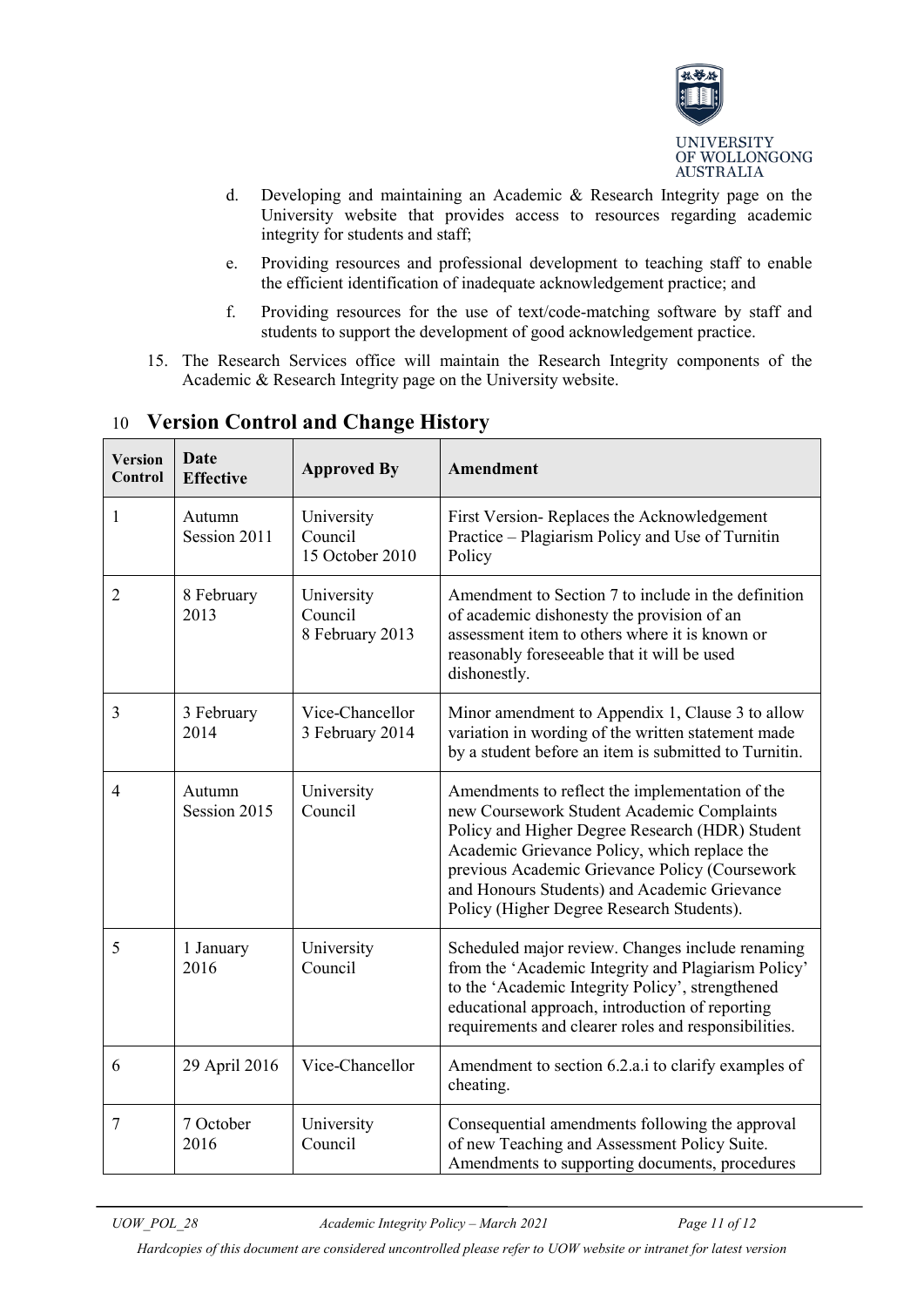d. Developing and maintaining an Academic & Research Integrity page on the University website that provides access to resources regarding academic integrity for students and staff;

e. Providing resources and professional development to teaching staff to enable the efficient identification of inadequate acknowledgement practice; and

f. Providing resources for the use of text/code-matching software by staff and students to support the development of good acknowledgement practice.

15. The Research Services office will maintain the Research Integrity components of the Academic & Research Integrity page on the University website.

## 10 Version Control and Change History

| Version Control | Date Effective | Approved By | Amendment |
|---|---|---|---|
| 1 | Autumn Session 2011 | University Council 15 October 2010 | First Version- Replaces the Acknowledgement Practice – Plagiarism Policy and Use of Turnitin Policy |
| 2 | 8 February 2013 | University Council 8 February 2013 | Amendment to Section 7 to include in the definition of academic dishonesty the provision of an assessment item to others where it is known or reasonably foreseeable that it will be used dishonestly. |
| 3 | 3 February 2014 | Vice-Chancellor 3 February 2014 | Minor amendment to Appendix 1, Clause 3 to allow variation in wording of the written statement made by a student before an item is submitted to Turnitin. |
| 4 | Autumn Session 2015 | University Council | Amendments to reflect the implementation of the new Coursework Student Academic Complaints Policy and Higher Degree Research (HDR) Student Academic Grievance Policy, which replace the previous Academic Grievance Policy (Coursework and Honours Students) and Academic Grievance Policy (Higher Degree Research Students). |
| 5 | 1 January 2016 | University Council | Scheduled major review. Changes include renaming from the 'Academic Integrity and Plagiarism Policy' to the 'Academic Integrity Policy', strengthened educational approach, introduction of reporting requirements and clearer roles and responsibilities. |
| 6 | 29 April 2016 | Vice-Chancellor | Amendment to section 6.2.a.i to clarify examples of cheating. |
| 7 | 7 October 2016 | University Council | Consequential amendments following the approval of new Teaching and Assessment Policy Suite. Amendments to supporting documents, procedures |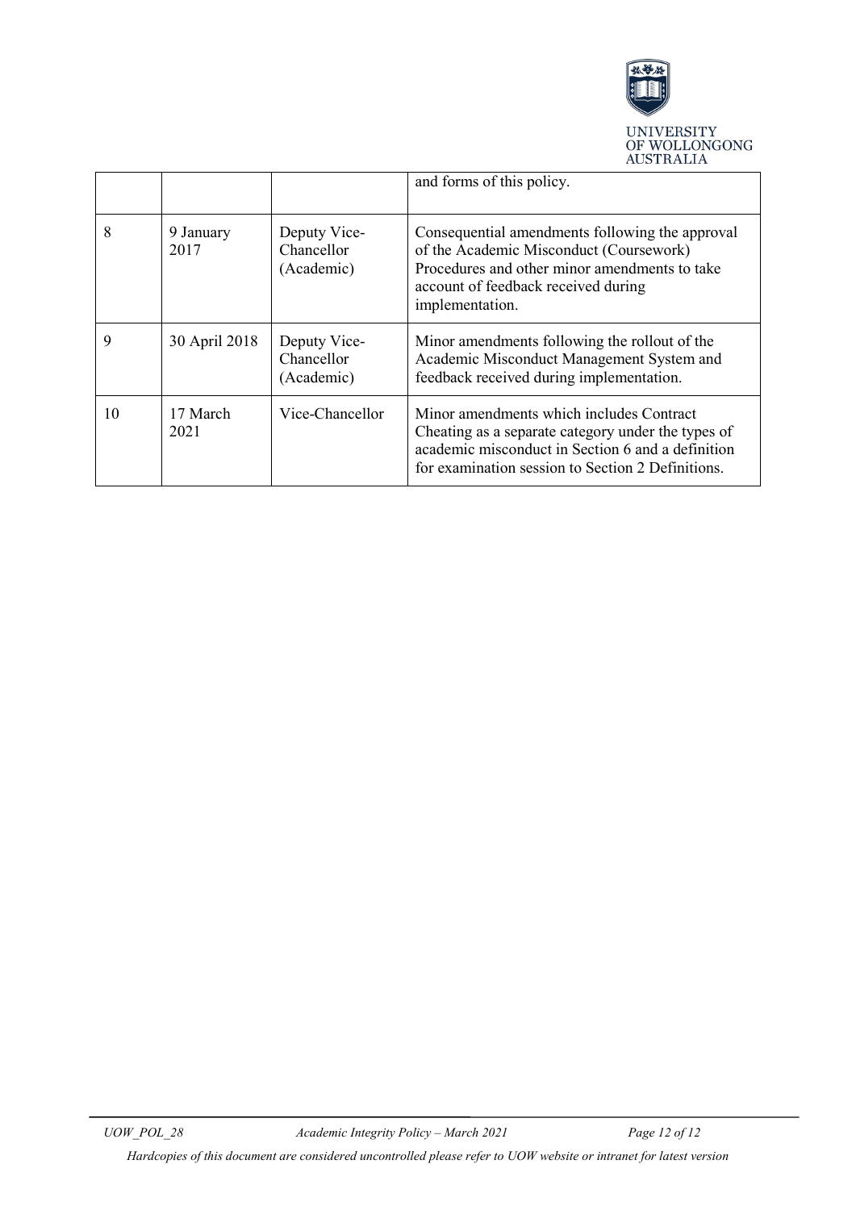| | | | |
|---|---|---|---|
| | | | and forms of this policy. |
| 8 | 9 January 2017 | Deputy Vice-Chancellor (Academic) | Consequential amendments following the approval of the Academic Misconduct (Coursework) Procedures and other minor amendments to take account of feedback received during implementation. |
| 9 | 30 April 2018 | Deputy Vice-Chancellor (Academic) | Minor amendments following the rollout of the Academic Misconduct Management System and feedback received during implementation. |
| 10 | 17 March 2021 | Vice-Chancellor | Minor amendments which includes Contract Cheating as a separate category under the types of academic misconduct in Section 6 and a definition for examination session to Section 2 Definitions. |